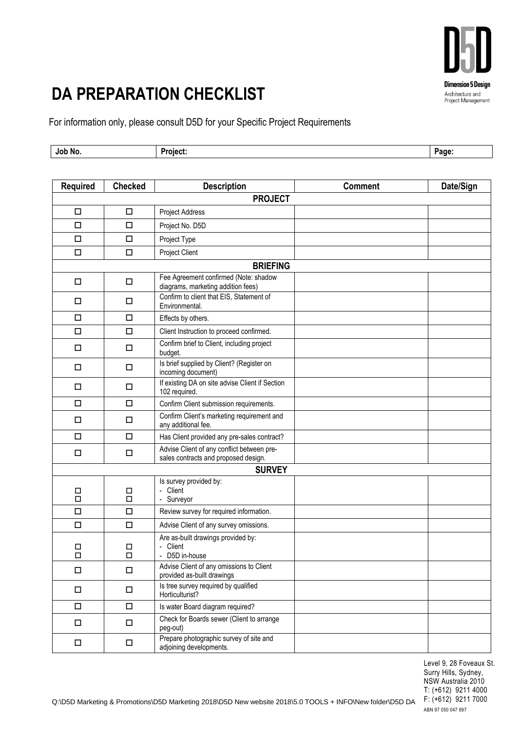# DA PREPARATION CHECKLIST

Dimension 5 Design
Architecture and Project Management

For information only, please consult D5D for your Specific Project Requirements

| Job No. | Project: | Page: |
|---|---|---|

| Required | Checked | Description | Comment | Date/Sign |
|---|---|---|---|---|
| **PROJECT** | | | | |
| ☐ | ☐ | Project Address | | |
| ☐ | ☐ | Project No. D5D | | |
| ☐ | ☐ | Project Type | | |
| ☐ | ☐ | Project Client | | |
| **BRIEFING** | | | | |
| ☐ | ☐ | Fee Agreement confirmed (Note: shadow diagrams, marketing addition fees) | | |
| ☐ | ☐ | Confirm to client that EIS, Statement of Environmental. | | |
| ☐ | ☐ | Effects by others. | | |
| ☐ | ☐ | Client Instruction to proceed confirmed. | | |
| ☐ | ☐ | Confirm brief to Client, including project budget. | | |
| ☐ | ☐ | Is brief supplied by Client? (Register on incoming document) | | |
| ☐ | ☐ | If existing DA on site advise Client if Section 102 required. | | |
| ☐ | ☐ | Confirm Client submission requirements. | | |
| ☐ | ☐ | Confirm Client's marketing requirement and any additional fee. | | |
| ☐ | ☐ | Has Client provided any pre-sales contract? | | |
| ☐ | ☐ | Advise Client of any conflict between pre-sales contracts and proposed design. | | |
| **SURVEY** | | | | |
| ☐<br>☐ | ☐<br>☐ | Is survey provided by:<br>- Client<br>- Surveyor | | |
| ☐ | ☐ | Review survey for required information. | | |
| ☐ | ☐ | Advise Client of any survey omissions. | | |
| ☐<br>☐ | ☐<br>☐ | Are as-built drawings provided by:<br>- Client<br>- D5D in-house | | |
| ☐ | ☐ | Advise Client of any omissions to Client provided as-built drawings | | |
| ☐ | ☐ | Is tree survey required by qualified Horticulturist? | | |
| ☐ | ☐ | Is water Board diagram required? | | |
| ☐ | ☐ | Check for Boards sewer (Client to arrange peg-out) | | |
| ☐ | ☐ | Prepare photographic survey of site and adjoining developments. | | |

Level 9, 28 Foveaux St.
Surry Hills, Sydney,
NSW Australia 2010
T: (+612) 9211 4000
F: (+612) 9211 7000
ABN 97 050 047 697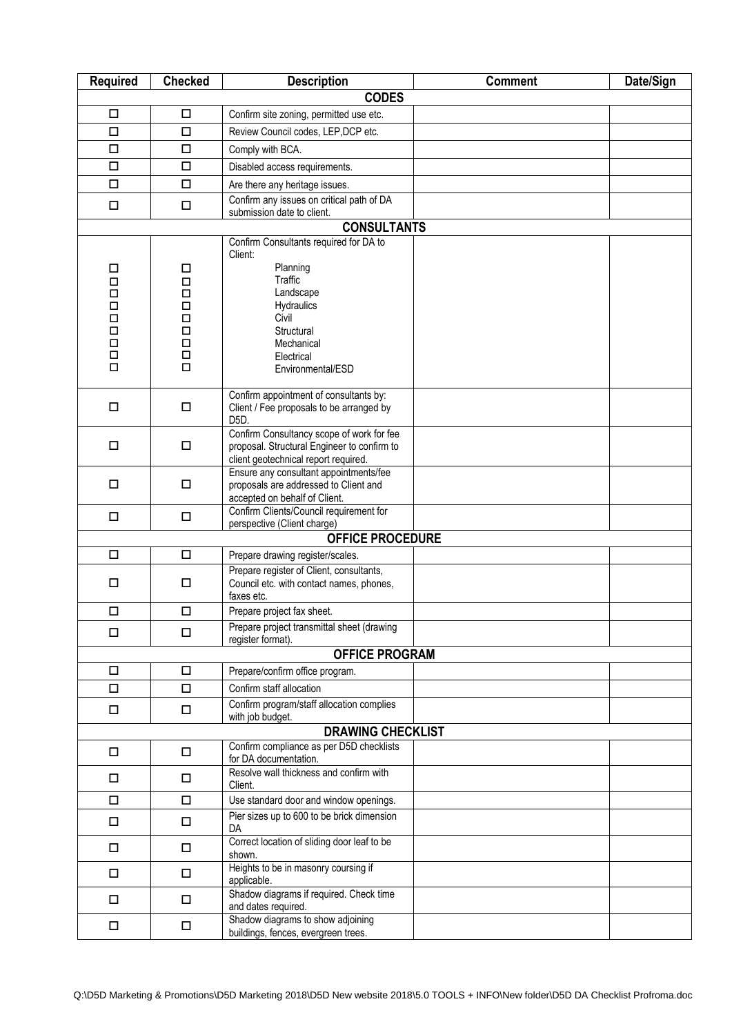| Required | Checked | Description | Comment | Date/Sign |
|---|---|---|---|---|
| **CODES** | | | | |
| ☐ | ☐ | Confirm site zoning, permitted use etc. | | |
| ☐ | ☐ | Review Council codes, LEP,DCP etc. | | |
| ☐ | ☐ | Comply with BCA. | | |
| ☐ | ☐ | Disabled access requirements. | | |
| ☐ | ☐ | Are there any heritage issues. | | |
| ☐ | ☐ | Confirm any issues on critical path of DA submission date to client. | | |
| **CONSULTANTS** | | | | |
| | | Confirm Consultants required for DA to Client: | | |
| ☐ | ☐ | Planning | | |
| ☐ | ☐ | Traffic | | |
| ☐ | ☐ | Landscape | | |
| ☐ | ☐ | Hydraulics | | |
| ☐ | ☐ | Civil | | |
| ☐ | ☐ | Structural | | |
| ☐ | ☐ | Mechanical | | |
| ☐ | ☐ | Electrical | | |
| ☐ | ☐ | Environmental/ESD | | |
| ☐ | ☐ | Confirm appointment of consultants by: Client / Fee proposals to be arranged by D5D. | | |
| ☐ | ☐ | Confirm Consultancy scope of work for fee proposal. Structural Engineer to confirm to client geotechnical report required. | | |
| ☐ | ☐ | Ensure any consultant appointments/fee proposals are addressed to Client and accepted on behalf of Client. | | |
| ☐ | ☐ | Confirm Clients/Council requirement for perspective (Client charge) | | |
| **OFFICE PROCEDURE** | | | | |
| ☐ | ☐ | Prepare drawing register/scales. | | |
| ☐ | ☐ | Prepare register of Client, consultants, Council etc. with contact names, phones, faxes etc. | | |
| ☐ | ☐ | Prepare project fax sheet. | | |
| ☐ | ☐ | Prepare project transmittal sheet (drawing register format). | | |
| **OFFICE PROGRAM** | | | | |
| ☐ | ☐ | Prepare/confirm office program. | | |
| ☐ | ☐ | Confirm staff allocation | | |
| ☐ | ☐ | Confirm program/staff allocation complies with job budget. | | |
| **DRAWING CHECKLIST** | | | | |
| ☐ | ☐ | Confirm compliance as per D5D checklists for DA documentation. | | |
| ☐ | ☐ | Resolve wall thickness and confirm with Client. | | |
| ☐ | ☐ | Use standard door and window openings. | | |
| ☐ | ☐ | Pier sizes up to 600 to be brick dimension DA | | |
| ☐ | ☐ | Correct location of sliding door leaf to be shown. | | |
| ☐ | ☐ | Heights to be in masonry coursing if applicable. | | |
| ☐ | ☐ | Shadow diagrams if required. Check time and dates required. | | |
| ☐ | ☐ | Shadow diagrams to show adjoining buildings, fences, evergreen trees. | | |

Q:\D5D Marketing & Promotions\D5D Marketing 2018\D5D New website 2018\5.0 TOOLS + INFO\New folder\D5D DA Checklist Profroma.doc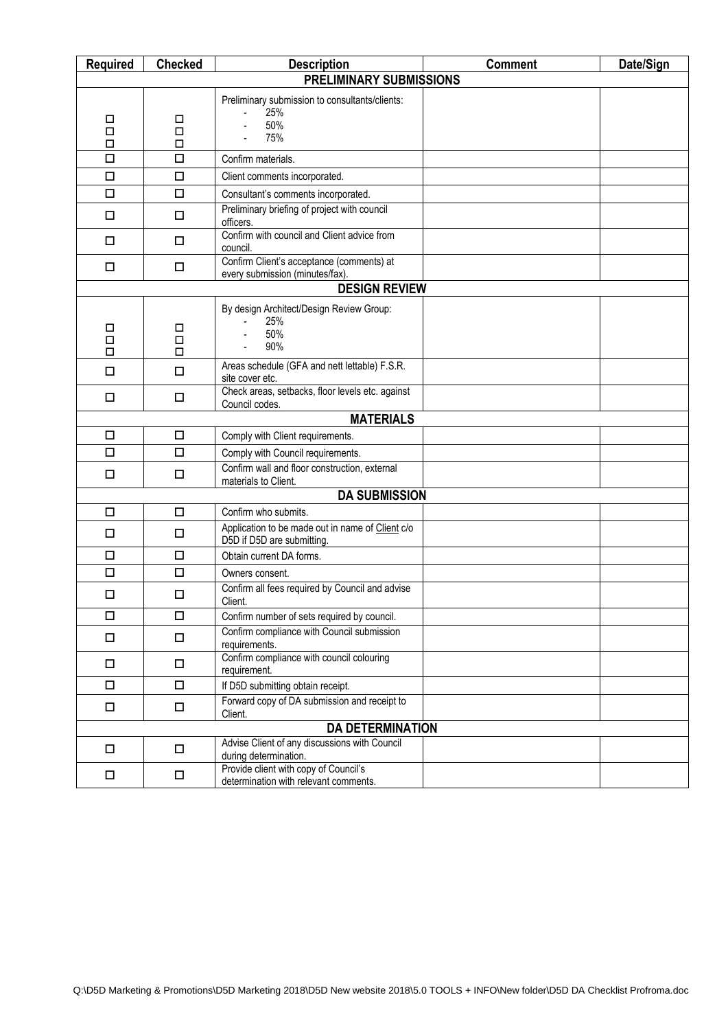| Required | Checked | Description | Comment | Date/Sign |
|---|---|---|---|---|
| **PRELIMINARY SUBMISSIONS** | | | | |
| ☐<br>☐<br>☐ | ☐<br>☐<br>☐ | Preliminary submission to consultants/clients:<br>- 25%<br>- 50%<br>- 75% | | |
| ☐ | ☐ | Confirm materials. | | |
| ☐ | ☐ | Client comments incorporated. | | |
| ☐ | ☐ | Consultant's comments incorporated. | | |
| ☐ | ☐ | Preliminary briefing of project with council officers. | | |
| ☐ | ☐ | Confirm with council and Client advice from council. | | |
| ☐ | ☐ | Confirm Client's acceptance (comments) at every submission (minutes/fax). | | |
| **DESIGN REVIEW** | | | | |
| ☐<br>☐<br>☐ | ☐<br>☐<br>☐ | By design Architect/Design Review Group:<br>- 25%<br>- 50%<br>- 90% | | |
| ☐ | ☐ | Areas schedule (GFA and nett lettable) F.S.R. site cover etc. | | |
| ☐ | ☐ | Check areas, setbacks, floor levels etc. against Council codes. | | |
| **MATERIALS** | | | | |
| ☐ | ☐ | Comply with Client requirements. | | |
| ☐ | ☐ | Comply with Council requirements. | | |
| ☐ | ☐ | Confirm wall and floor construction, external materials to Client. | | |
| **DA SUBMISSION** | | | | |
| ☐ | ☐ | Confirm who submits. | | |
| ☐ | ☐ | Application to be made out in name of Client c/o D5D if D5D are submitting. | | |
| ☐ | ☐ | Obtain current DA forms. | | |
| ☐ | ☐ | Owners consent. | | |
| ☐ | ☐ | Confirm all fees required by Council and advise Client. | | |
| ☐ | ☐ | Confirm number of sets required by council. | | |
| ☐ | ☐ | Confirm compliance with Council submission requirements. | | |
| ☐ | ☐ | Confirm compliance with council colouring requirement. | | |
| ☐ | ☐ | If D5D submitting obtain receipt. | | |
| ☐ | ☐ | Forward copy of DA submission and receipt to Client. | | |
| **DA DETERMINATION** | | | | |
| ☐ | ☐ | Advise Client of any discussions with Council during determination. | | |
| ☐ | ☐ | Provide client with copy of Council's determination with relevant comments. | | |

Q:\D5D Marketing & Promotions\D5D Marketing 2018\D5D New website 2018\5.0 TOOLS + INFO\New folder\D5D DA Checklist Profroma.doc